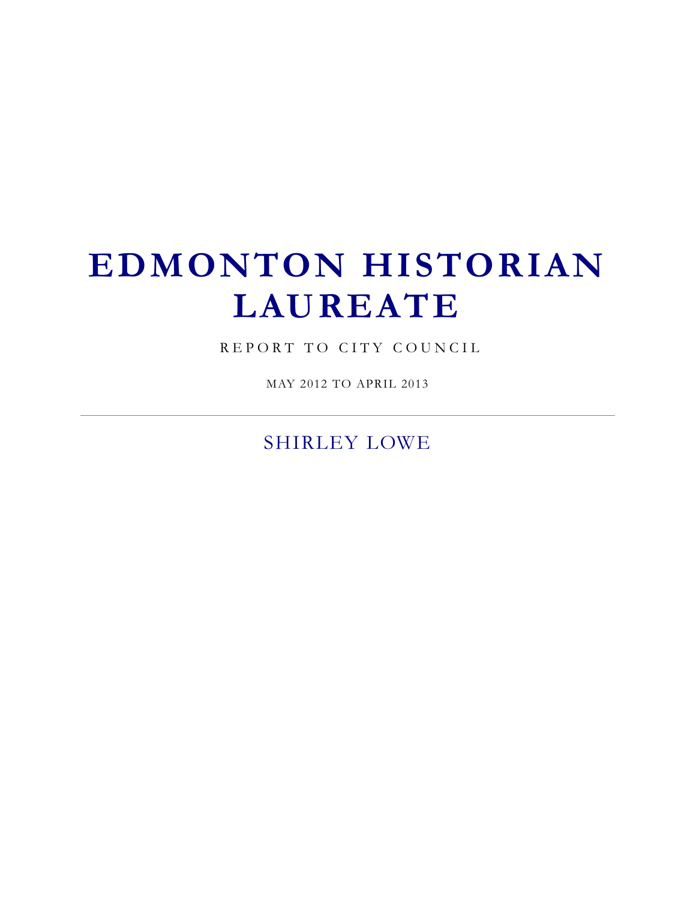# EDMONTON HISTORIAN LAUREATE

REPORT TO CITY COUNCIL

MAY 2012 TO APRIL 2013

---

SHIRLEY LOWE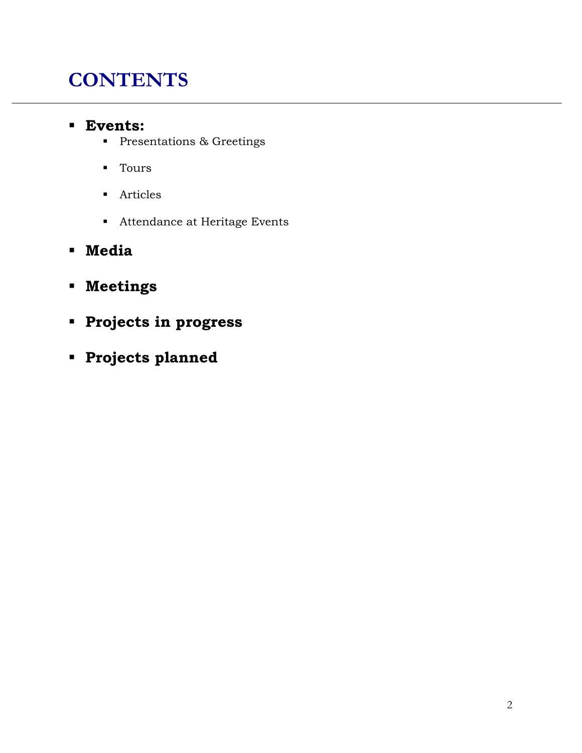# CONTENTS

- **Events:**
  - Presentations & Greetings
  - Tours
  - Articles
  - Attendance at Heritage Events
- **Media**
- **Meetings**
- **Projects in progress**
- **Projects planned**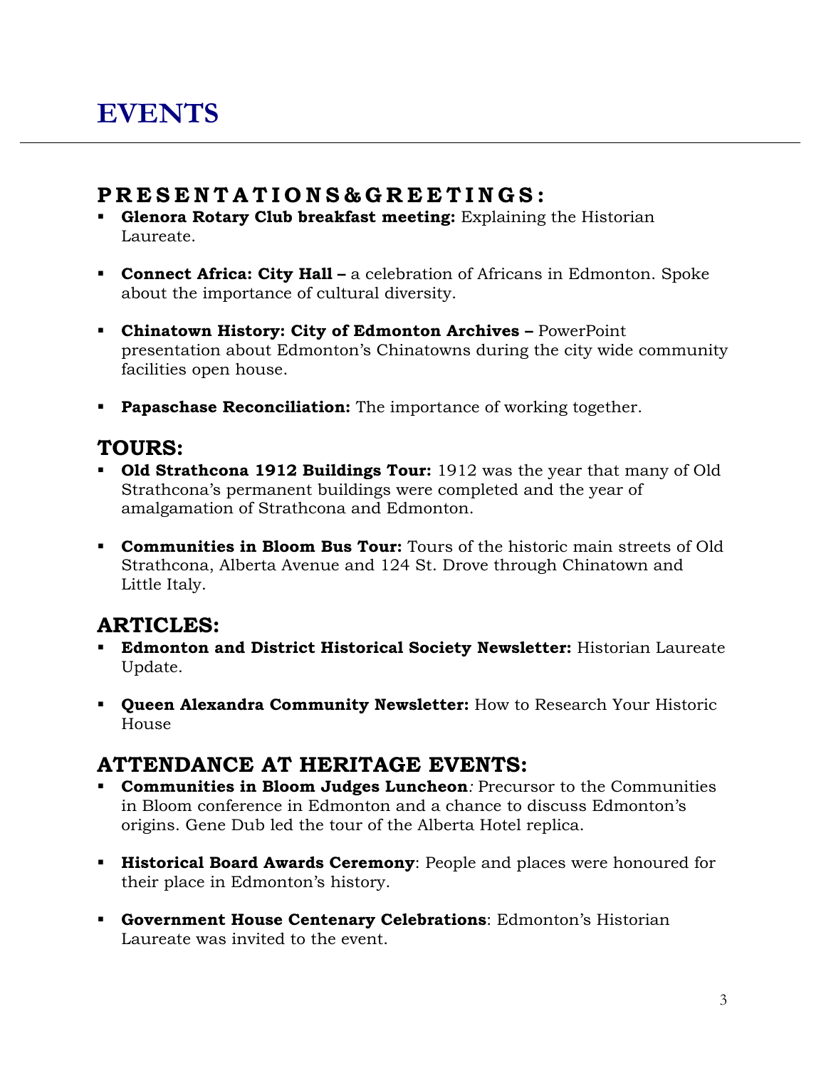# EVENTS

## PRESENTATIONS & GREETINGS:

- **Glenora Rotary Club breakfast meeting:** Explaining the Historian Laureate.
- **Connect Africa: City Hall –** a celebration of Africans in Edmonton. Spoke about the importance of cultural diversity.
- **Chinatown History: City of Edmonton Archives –** PowerPoint presentation about Edmonton's Chinatowns during the city wide community facilities open house.
- **Papaschase Reconciliation:** The importance of working together.

## TOURS:

- **Old Strathcona 1912 Buildings Tour:** 1912 was the year that many of Old Strathcona's permanent buildings were completed and the year of amalgamation of Strathcona and Edmonton.
- **Communities in Bloom Bus Tour:** Tours of the historic main streets of Old Strathcona, Alberta Avenue and 124 St. Drove through Chinatown and Little Italy.

## ARTICLES:

- **Edmonton and District Historical Society Newsletter:** Historian Laureate Update.
- **Queen Alexandra Community Newsletter:** How to Research Your Historic House

## ATTENDANCE AT HERITAGE EVENTS:

- **Communities in Bloom Judges Luncheon***:* Precursor to the Communities in Bloom conference in Edmonton and a chance to discuss Edmonton's origins. Gene Dub led the tour of the Alberta Hotel replica.
- **Historical Board Awards Ceremony**: People and places were honoured for their place in Edmonton's history.
- **Government House Centenary Celebrations**: Edmonton's Historian Laureate was invited to the event.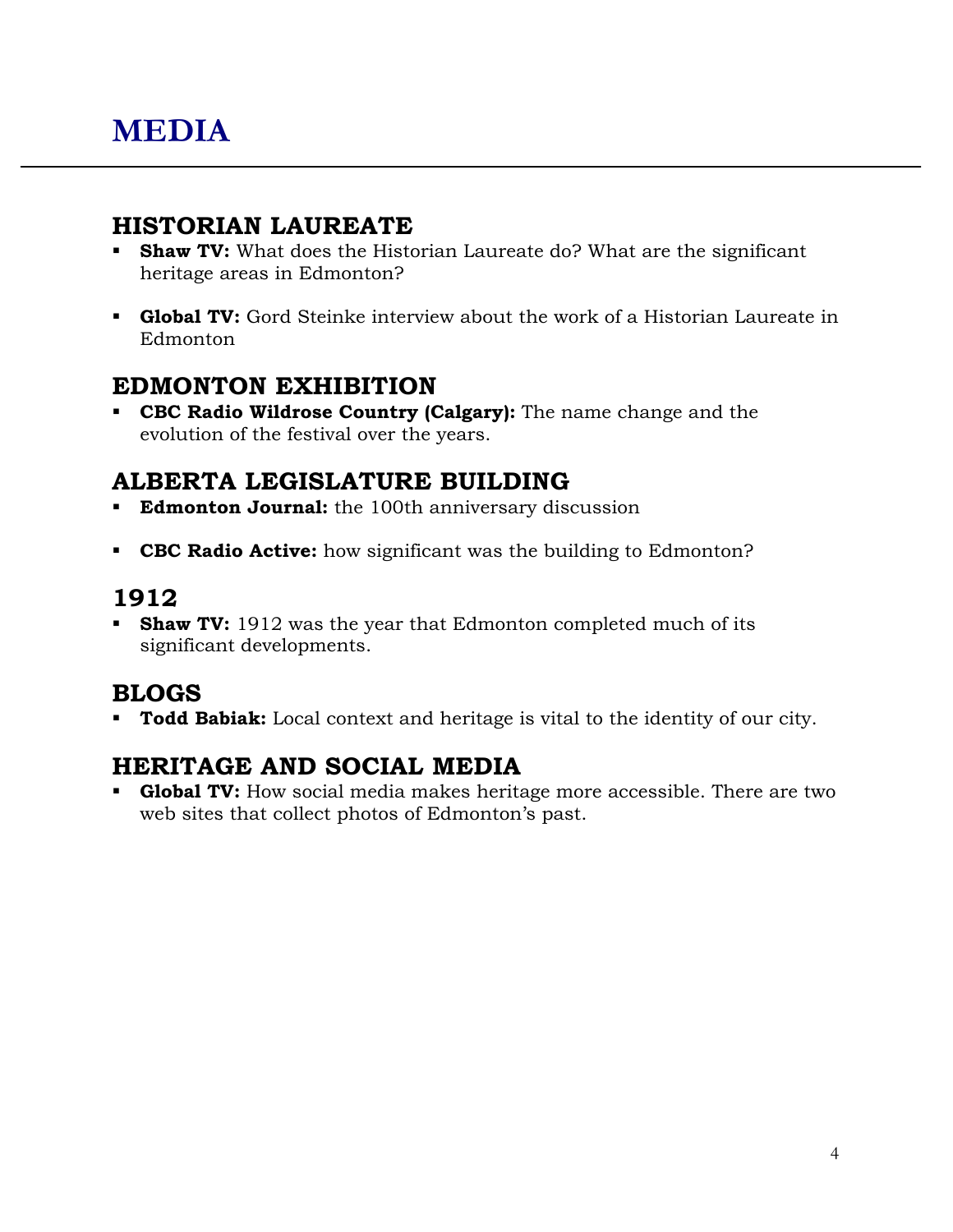# MEDIA

## HISTORIAN LAUREATE

- **Shaw TV:** What does the Historian Laureate do? What are the significant heritage areas in Edmonton?

- **Global TV:** Gord Steinke interview about the work of a Historian Laureate in Edmonton

## EDMONTON EXHIBITION

- **CBC Radio Wildrose Country (Calgary):** The name change and the evolution of the festival over the years.

## ALBERTA LEGISLATURE BUILDING

- **Edmonton Journal:** the 100th anniversary discussion

- **CBC Radio Active:** how significant was the building to Edmonton?

## 1912

- **Shaw TV:** 1912 was the year that Edmonton completed much of its significant developments.

## BLOGS

- **Todd Babiak:** Local context and heritage is vital to the identity of our city.

## HERITAGE AND SOCIAL MEDIA

- **Global TV:** How social media makes heritage more accessible. There are two web sites that collect photos of Edmonton's past.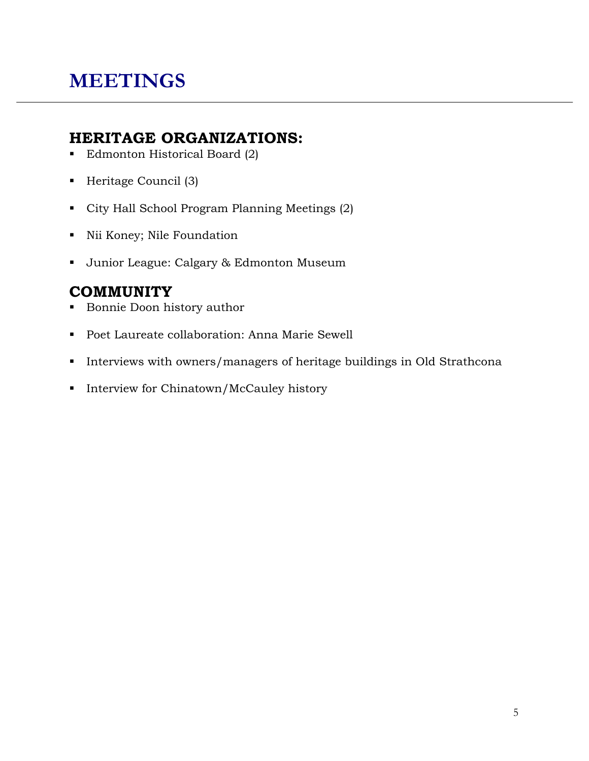# MEETINGS

## HERITAGE ORGANIZATIONS:

- Edmonton Historical Board (2)
- Heritage Council (3)
- City Hall School Program Planning Meetings (2)
- Nii Koney; Nile Foundation
- Junior League: Calgary & Edmonton Museum

## COMMUNITY

- Bonnie Doon history author
- Poet Laureate collaboration: Anna Marie Sewell
- Interviews with owners/managers of heritage buildings in Old Strathcona
- Interview for Chinatown/McCauley history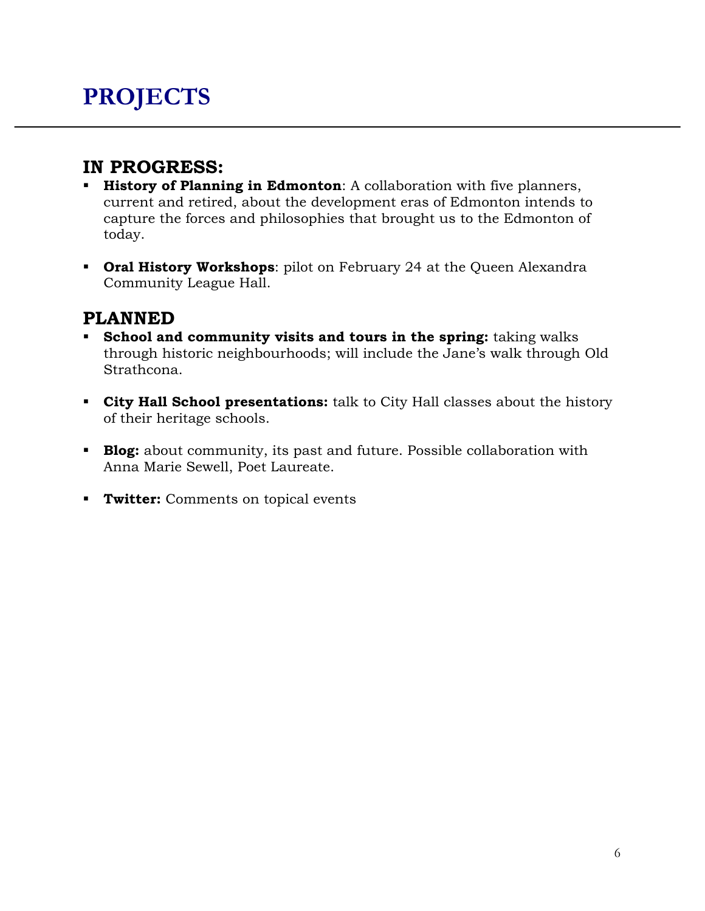# PROJECTS

## IN PROGRESS:

- **History of Planning in Edmonton**: A collaboration with five planners, current and retired, about the development eras of Edmonton intends to capture the forces and philosophies that brought us to the Edmonton of today.

- **Oral History Workshops**: pilot on February 24 at the Queen Alexandra Community League Hall.

## PLANNED

- **School and community visits and tours in the spring:** taking walks through historic neighbourhoods; will include the Jane's walk through Old Strathcona.

- **City Hall School presentations:** talk to City Hall classes about the history of their heritage schools.

- **Blog:** about community, its past and future. Possible collaboration with Anna Marie Sewell, Poet Laureate.

- **Twitter:** Comments on topical events